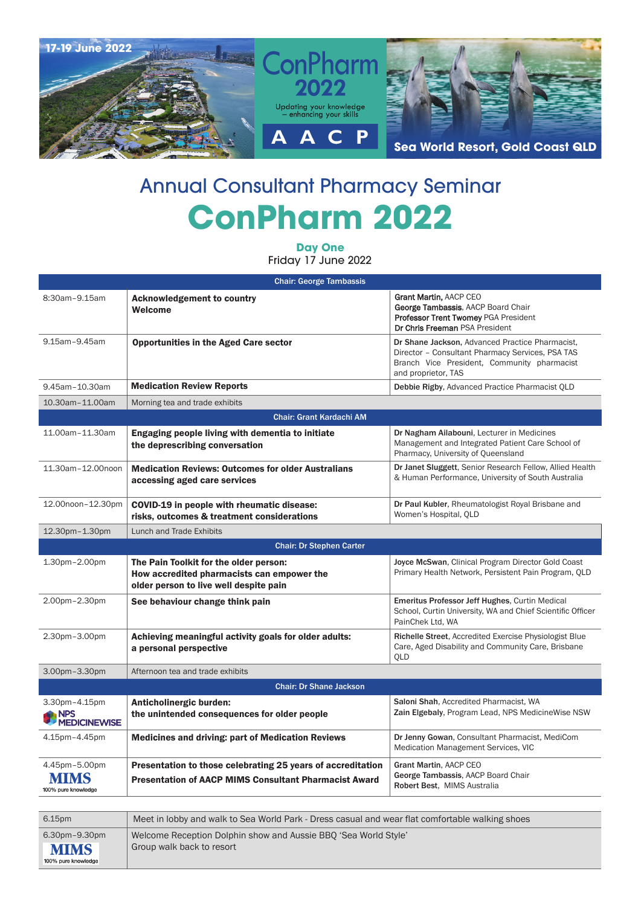17-19 June 2022

ConPharm 2022

Updating your knowledge – enhancing your skills

A A C P

Sea World Resort, Gold Coast QLD

# Annual Consultant Pharmacy Seminar

# ConPharm 2022

## Day One

Friday 17 June 2022

| Time | Session | Speaker(s) |
|---|---|---|
| **Chair: George Tambassis** | | |
| 8:30am–9.15am | **Acknowledgement to country**<br>**Welcome** | **Grant Martin**, AACP CEO<br>**George Tambassis**, AACP Board Chair<br>**Professor Trent Twomey** PGA President<br>**Dr Chris Freeman** PSA President |
| 9.15am–9.45am | **Opportunities in the Aged Care sector** | **Dr Shane Jackson**, Advanced Practice Pharmacist, Director – Consultant Pharmacy Services, PSA TAS Branch Vice President, Community pharmacist and proprietor, TAS |
| 9.45am–10.30am | **Medication Review Reports** | **Debbie Rigby**, Advanced Practice Pharmacist QLD |
| 10.30am–11.00am | Morning tea and trade exhibits | |
| **Chair: Grant Kardachi AM** | | |
| 11.00am–11.30am | **Engaging people living with dementia to initiate the deprescribing conversation** | **Dr Nagham Ailabouni**, Lecturer in Medicines Management and Integrated Patient Care School of Pharmacy, University of Queensland |
| 11.30am–12.00noon | **Medication Reviews: Outcomes for older Australians accessing aged care services** | **Dr Janet Sluggett**, Senior Research Fellow, Allied Health & Human Performance, University of South Australia |
| 12.00noon–12.30pm | **COVID-19 in people with rheumatic disease: risks, outcomes & treatment considerations** | **Dr Paul Kubler**, Rheumatologist Royal Brisbane and Women's Hospital, QLD |
| 12.30pm–1.30pm | Lunch and Trade Exhibits | |
| **Chair: Dr Stephen Carter** | | |
| 1.30pm–2.00pm | **The Pain Toolkit for the older person: How accredited pharmacists can empower the older person to live well despite pain** | **Joyce McSwan**, Clinical Program Director Gold Coast Primary Health Network, Persistent Pain Program, QLD |
| 2.00pm–2.30pm | **See behaviour change think pain** | **Emeritus Professor Jeff Hughes**, Curtin Medical School, Curtin University, WA and Chief Scientific Officer PainChek Ltd, WA |
| 2.30pm–3.00pm | **Achieving meaningful activity goals for older adults: a personal perspective** | **Richelle Street**, Accredited Exercise Physiologist Blue Care, Aged Disability and Community Care, Brisbane QLD |
| 3.00pm–3.30pm | Afternoon tea and trade exhibits | |
| **Chair: Dr Shane Jackson** | | |
| 3.30pm–4.15pm<br>NPS MEDICINEWISE | **Anticholinergic burden: the unintended consequences for older people** | **Saloni Shah**, Accredited Pharmacist, WA<br>**Zain Elgebaly**, Program Lead, NPS MedicineWise NSW |
| 4.15pm–4.45pm | **Medicines and driving: part of Medication Reviews** | **Dr Jenny Gowan**, Consultant Pharmacist, MediCom Medication Management Services, VIC |
| 4.45pm–5.00pm<br>MIMS 100% pure knowledge | **Presentation to those celebrating 25 years of accreditation**<br>**Presentation of AACP MIMS Consultant Pharmacist Award** | **Grant Martin**, AACP CEO<br>**George Tambassis**, AACP Board Chair<br>**Robert Best**, MIMS Australia |

| Time | Event |
|---|---|
| 6.15pm | Meet in lobby and walk to Sea World Park - Dress casual and wear flat comfortable walking shoes |
| 6.30pm–9.30pm<br>MIMS 100% pure knowledge | Welcome Reception Dolphin show and Aussie BBQ 'Sea World Style'<br>Group walk back to resort |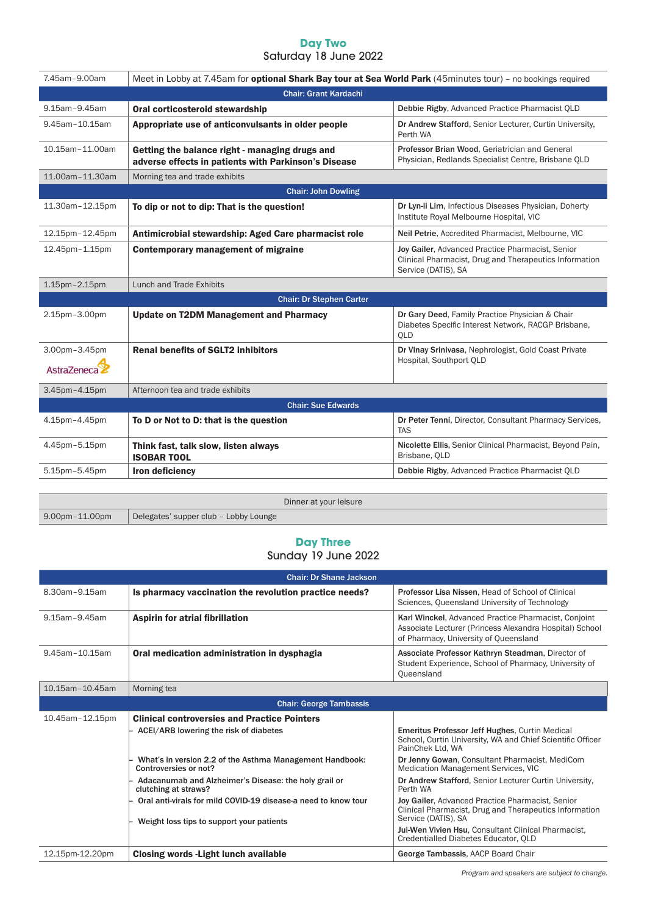## Day Two

Saturday 18 June 2022

| | | |
|---|---|---|
| 7.45am–9.00am | Meet in Lobby at 7.45am for **optional Shark Bay tour at Sea World Park** (45minutes tour) – no bookings required | |
| | **Chair: Grant Kardachi** | |
| 9.15am–9.45am | **Oral corticosteroid stewardship** | **Debbie Rigby**, Advanced Practice Pharmacist QLD |
| 9.45am–10.15am | **Appropriate use of anticonvulsants in older people** | **Dr Andrew Stafford**, Senior Lecturer, Curtin University, Perth WA |
| 10.15am–11.00am | **Getting the balance right - managing drugs and adverse effects in patients with Parkinson's Disease** | **Professor Brian Wood**, Geriatrician and General Physician, Redlands Specialist Centre, Brisbane QLD |
| 11.00am–11.30am | Morning tea and trade exhibits | |
| | **Chair: John Dowling** | |
| 11.30am–12.15pm | **To dip or not to dip: That is the question!** | **Dr Lyn-li Lim**, Infectious Diseases Physician, Doherty Institute Royal Melbourne Hospital, VIC |
| 12.15pm–12.45pm | **Antimicrobial stewardship: Aged Care pharmacist role** | **Neil Petrie**, Accredited Pharmacist, Melbourne, VIC |
| 12.45pm–1.15pm | **Contemporary management of migraine** | **Joy Gailer**, Advanced Practice Pharmacist, Senior Clinical Pharmacist, Drug and Therapeutics Information Service (DATIS), SA |
| 1.15pm–2.15pm | Lunch and Trade Exhibits | |
| | **Chair: Dr Stephen Carter** | |
| 2.15pm–3.00pm | **Update on T2DM Management and Pharmacy** | **Dr Gary Deed**, Family Practice Physician & Chair Diabetes Specific Interest Network, RACGP Brisbane, QLD |
| 3.00pm–3.45pm AstraZeneca | **Renal benefits of SGLT2 inhibitors** | **Dr Vinay Srinivasa**, Nephrologist, Gold Coast Private Hospital, Southport QLD |
| 3.45pm–4.15pm | Afternoon tea and trade exhibits | |
| | **Chair: Sue Edwards** | |
| 4.15pm–4.45pm | **To D or Not to D: that is the question** | **Dr Peter Tenni**, Director, Consultant Pharmacy Services, TAS |
| 4.45pm–5.15pm | **Think fast, talk slow, listen always ISOBAR TOOL** | **Nicolette Ellis**, Senior Clinical Pharmacist, Beyond Pain, Brisbane, QLD |
| 5.15pm–5.45pm | **Iron deficiency** | **Debbie Rigby**, Advanced Practice Pharmacist QLD |

| | |
|---|---|
| | Dinner at your leisure |
| 9.00pm–11.00pm | Delegates' supper club – Lobby Lounge |

## Day Three

Sunday 19 June 2022

| | | |
|---|---|---|
| | **Chair: Dr Shane Jackson** | |
| 8.30am–9.15am | **Is pharmacy vaccination the revolution practice needs?** | **Professor Lisa Nissen**, Head of School of Clinical Sciences, Queensland University of Technology |
| 9.15am–9.45am | **Aspirin for atrial fibrillation** | **Karl Winckel**, Advanced Practice Pharmacist, Conjoint Associate Lecturer (Princess Alexandra Hospital) School of Pharmacy, University of Queensland |
| 9.45am–10.15am | **Oral medication administration in dysphagia** | **Associate Professor Kathryn Steadman**, Director of Student Experience, School of Pharmacy, University of Queensland |
| 10.15am–10.45am | Morning tea | |
| | **Chair: George Tambassis** | |
| 10.45am–12.15pm | **Clinical controversies and Practice Pointers** | |
| | - ACEI/ARB lowering the risk of diabetes | **Emeritus Professor Jeff Hughes**, Curtin Medical School, Curtin University, WA and Chief Scientific Officer PainChek Ltd, WA |
| | - What's in version 2.2 of the Asthma Management Handbook: Controversies or not? | **Dr Jenny Gowan**, Consultant Pharmacist, MediCom Medication Management Services, VIC |
| | - Adacanumab and Alzheimer's Disease: the holy grail or clutching at straws? | **Dr Andrew Stafford**, Senior Lecturer Curtin University, Perth WA |
| | - Oral anti-virals for mild COVID-19 disease-a need to know tour | **Joy Gailer**, Advanced Practice Pharmacist, Senior Clinical Pharmacist, Drug and Therapeutics Information Service (DATIS), SA |
| | - Weight loss tips to support your patients | **Jui-Wen Vivien Hsu**, Consultant Clinical Pharmacist, Credentialled Diabetes Educator, QLD |
| 12.15pm-12.20pm | **Closing words -Light lunch available** | **George Tambassis**, AACP Board Chair |

*Program and speakers are subject to change.*